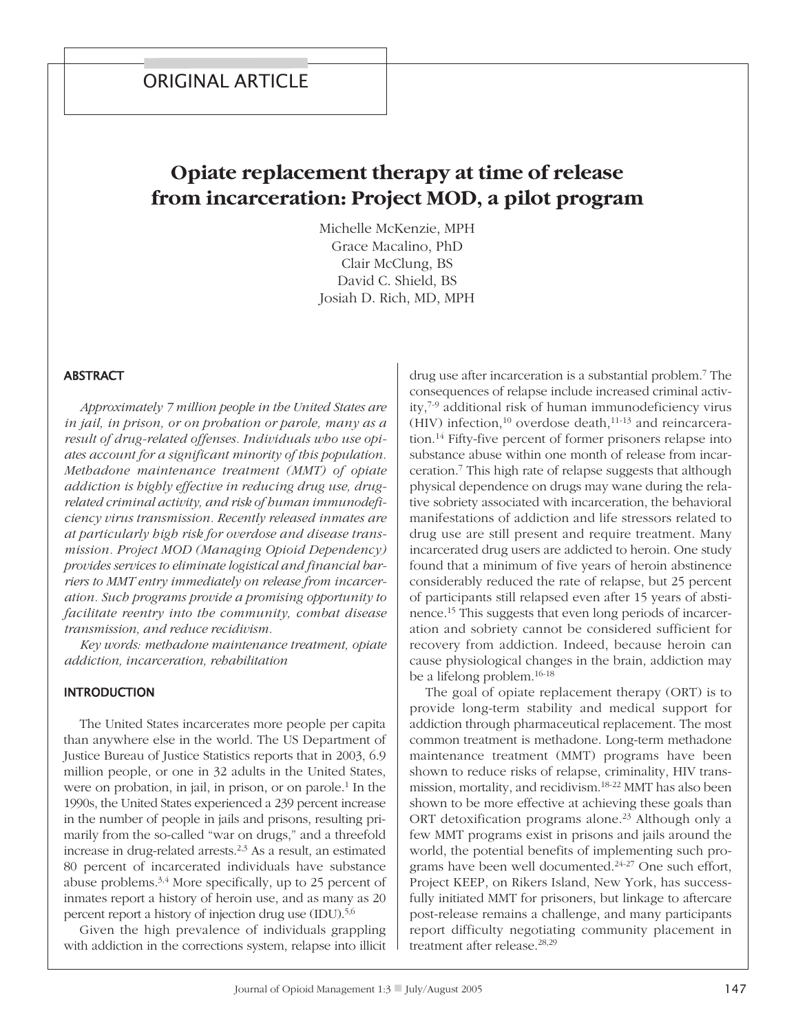ORIGINAL ARTICLE

# Opiate replacement therapy at time of release from incarceration: Project MOD, a pilot program

Michelle McKenzie, MPH
Grace Macalino, PhD
Clair McClung, BS
David C. Shield, BS
Josiah D. Rich, MD, MPH

## ABSTRACT

*Approximately 7 million people in the United States are in jail, in prison, or on probation or parole, many as a result of drug-related offenses. Individuals who use opiates account for a significant minority of this population. Methadone maintenance treatment (MMT) of opiate addiction is highly effective in reducing drug use, drug-related criminal activity, and risk of human immunodeficiency virus transmission. Recently released inmates are at particularly high risk for overdose and disease transmission. Project MOD (Managing Opioid Dependency) provides services to eliminate logistical and financial barriers to MMT entry immediately on release from incarceration. Such programs provide a promising opportunity to facilitate reentry into the community, combat disease transmission, and reduce recidivism.*

*Key words: methadone maintenance treatment, opiate addiction, incarceration, rehabilitation*

## INTRODUCTION

The United States incarcerates more people per capita than anywhere else in the world. The US Department of Justice Bureau of Justice Statistics reports that in 2003, 6.9 million people, or one in 32 adults in the United States, were on probation, in jail, in prison, or on parole.[1] In the 1990s, the United States experienced a 239 percent increase in the number of people in jails and prisons, resulting primarily from the so-called "war on drugs," and a threefold increase in drug-related arrests.[2,3] As a result, an estimated 80 percent of incarcerated individuals have substance abuse problems.[3,4] More specifically, up to 25 percent of inmates report a history of heroin use, and as many as 20 percent report a history of injection drug use (IDU).[5,6]

Given the high prevalence of individuals grappling with addiction in the corrections system, relapse into illicit drug use after incarceration is a substantial problem.[7] The consequences of relapse include increased criminal activity,[7-9] additional risk of human immunodeficiency virus (HIV) infection,[10] overdose death,[11-13] and reincarceration.[14] Fifty-five percent of former prisoners relapse into substance abuse within one month of release from incarceration.[7] This high rate of relapse suggests that although physical dependence on drugs may wane during the relative sobriety associated with incarceration, the behavioral manifestations of addiction and life stressors related to drug use are still present and require treatment. Many incarcerated drug users are addicted to heroin. One study found that a minimum of five years of heroin abstinence considerably reduced the rate of relapse, but 25 percent of participants still relapsed even after 15 years of abstinence.[15] This suggests that even long periods of incarceration and sobriety cannot be considered sufficient for recovery from addiction. Indeed, because heroin can cause physiological changes in the brain, addiction may be a lifelong problem.[16-18]

The goal of opiate replacement therapy (ORT) is to provide long-term stability and medical support for addiction through pharmaceutical replacement. The most common treatment is methadone. Long-term methadone maintenance treatment (MMT) programs have been shown to reduce risks of relapse, criminality, HIV transmission, mortality, and recidivism.[18-22] MMT has also been shown to be more effective at achieving these goals than ORT detoxification programs alone.[23] Although only a few MMT programs exist in prisons and jails around the world, the potential benefits of implementing such programs have been well documented.[24-27] One such effort, Project KEEP, on Rikers Island, New York, has successfully initiated MMT for prisoners, but linkage to aftercare post-release remains a challenge, and many participants report difficulty negotiating community placement in treatment after release.[28,29]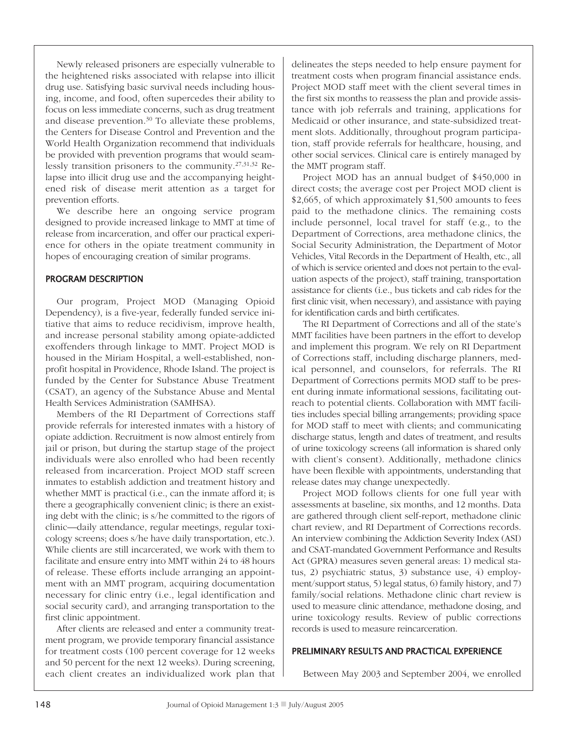Newly released prisoners are especially vulnerable to the heightened risks associated with relapse into illicit drug use. Satisfying basic survival needs including housing, income, and food, often supercedes their ability to focus on less immediate concerns, such as drug treatment and disease prevention.[30] To alleviate these problems, the Centers for Disease Control and Prevention and the World Health Organization recommend that individuals be provided with prevention programs that would seamlessly transition prisoners to the community.[27,31,32] Relapse into illicit drug use and the accompanying heightened risk of disease merit attention as a target for prevention efforts.

We describe here an ongoing service program designed to provide increased linkage to MMT at time of release from incarceration, and offer our practical experience for others in the opiate treatment community in hopes of encouraging creation of similar programs.

## PROGRAM DESCRIPTION

Our program, Project MOD (Managing Opioid Dependency), is a five-year, federally funded service initiative that aims to reduce recidivism, improve health, and increase personal stability among opiate-addicted exoffenders through linkage to MMT. Project MOD is housed in the Miriam Hospital, a well-established, nonprofit hospital in Providence, Rhode Island. The project is funded by the Center for Substance Abuse Treatment (CSAT), an agency of the Substance Abuse and Mental Health Services Administration (SAMHSA).

Members of the RI Department of Corrections staff provide referrals for interested inmates with a history of opiate addiction. Recruitment is now almost entirely from jail or prison, but during the startup stage of the project individuals were also enrolled who had been recently released from incarceration. Project MOD staff screen inmates to establish addiction and treatment history and whether MMT is practical (i.e., can the inmate afford it; is there a geographically convenient clinic; is there an existing debt with the clinic; is s/he committed to the rigors of clinic—daily attendance, regular meetings, regular toxicology screens; does s/he have daily transportation, etc.). While clients are still incarcerated, we work with them to facilitate and ensure entry into MMT within 24 to 48 hours of release. These efforts include arranging an appointment with an MMT program, acquiring documentation necessary for clinic entry (i.e., legal identification and social security card), and arranging transportation to the first clinic appointment.

After clients are released and enter a community treatment program, we provide temporary financial assistance for treatment costs (100 percent coverage for 12 weeks and 50 percent for the next 12 weeks). During screening, each client creates an individualized work plan that delineates the steps needed to help ensure payment for treatment costs when program financial assistance ends. Project MOD staff meet with the client several times in the first six months to reassess the plan and provide assistance with job referrals and training, applications for Medicaid or other insurance, and state-subsidized treatment slots. Additionally, throughout program participation, staff provide referrals for healthcare, housing, and other social services. Clinical care is entirely managed by the MMT program staff.

Project MOD has an annual budget of $450,000 in direct costs; the average cost per Project MOD client is $2,665, of which approximately $1,500 amounts to fees paid to the methadone clinics. The remaining costs include personnel, local travel for staff (e.g., to the Department of Corrections, area methadone clinics, the Social Security Administration, the Department of Motor Vehicles, Vital Records in the Department of Health, etc., all of which is service oriented and does not pertain to the evaluation aspects of the project), staff training, transportation assistance for clients (i.e., bus tickets and cab rides for the first clinic visit, when necessary), and assistance with paying for identification cards and birth certificates.

The RI Department of Corrections and all of the state's MMT facilities have been partners in the effort to develop and implement this program. We rely on RI Department of Corrections staff, including discharge planners, medical personnel, and counselors, for referrals. The RI Department of Corrections permits MOD staff to be present during inmate informational sessions, facilitating outreach to potential clients. Collaboration with MMT facilities includes special billing arrangements; providing space for MOD staff to meet with clients; and communicating discharge status, length and dates of treatment, and results of urine toxicology screens (all information is shared only with client's consent). Additionally, methadone clinics have been flexible with appointments, understanding that release dates may change unexpectedly.

Project MOD follows clients for one full year with assessments at baseline, six months, and 12 months. Data are gathered through client self-report, methadone clinic chart review, and RI Department of Corrections records. An interview combining the Addiction Severity Index (ASI) and CSAT-mandated Government Performance and Results Act (GPRA) measures seven general areas: 1) medical status, 2) psychiatric status, 3) substance use, 4) employment/support status, 5) legal status, 6) family history, and 7) family/social relations. Methadone clinic chart review is used to measure clinic attendance, methadone dosing, and urine toxicology results. Review of public corrections records is used to measure reincarceration.

## PRELIMINARY RESULTS AND PRACTICAL EXPERIENCE

Between May 2003 and September 2004, we enrolled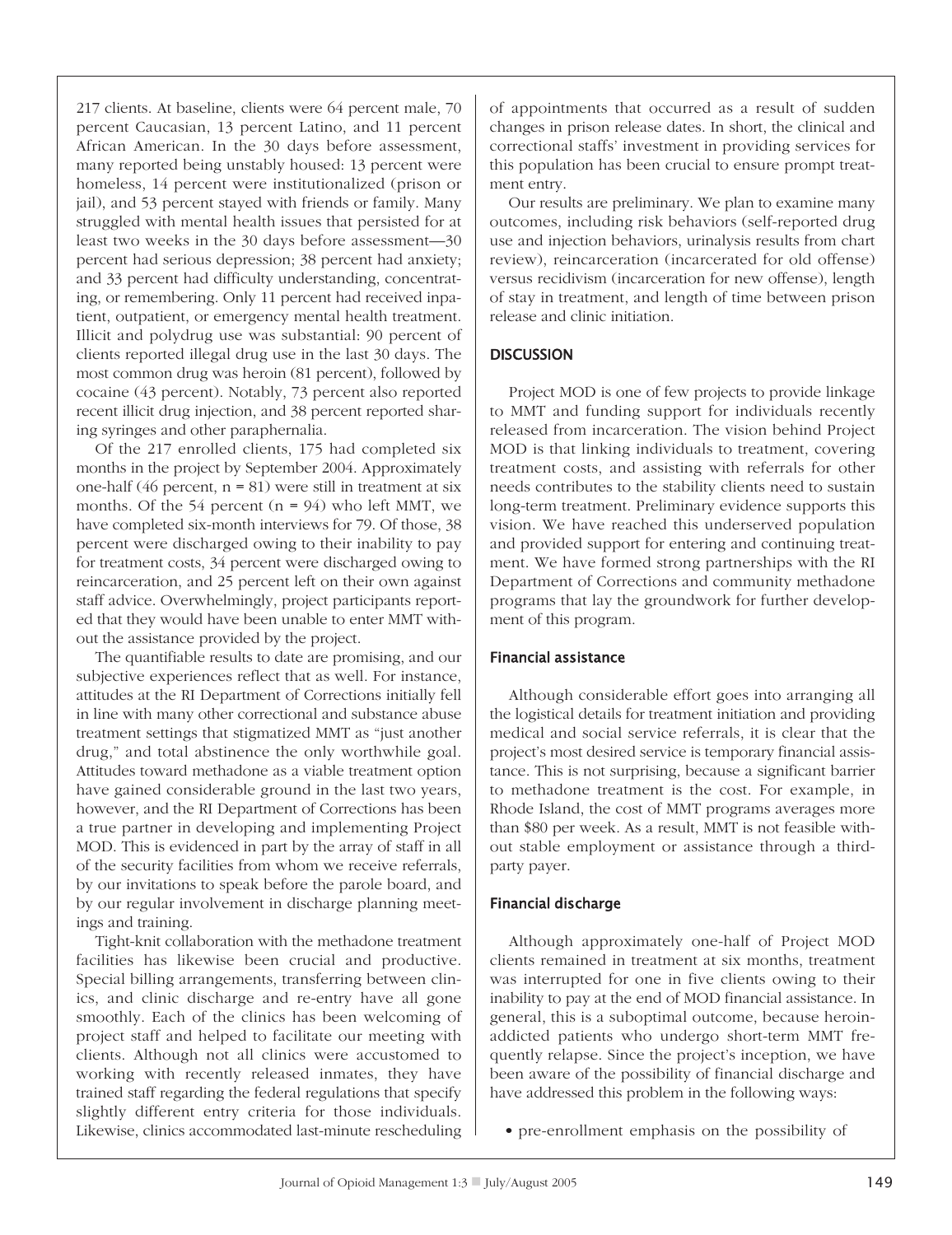217 clients. At baseline, clients were 64 percent male, 70 percent Caucasian, 13 percent Latino, and 11 percent African American. In the 30 days before assessment, many reported being unstably housed: 13 percent were homeless, 14 percent were institutionalized (prison or jail), and 53 percent stayed with friends or family. Many struggled with mental health issues that persisted for at least two weeks in the 30 days before assessment—30 percent had serious depression; 38 percent had anxiety; and 33 percent had difficulty understanding, concentrating, or remembering. Only 11 percent had received inpatient, outpatient, or emergency mental health treatment. Illicit and polydrug use was substantial: 90 percent of clients reported illegal drug use in the last 30 days. The most common drug was heroin (81 percent), followed by cocaine (43 percent). Notably, 73 percent also reported recent illicit drug injection, and 38 percent reported sharing syringes and other paraphernalia.

Of the 217 enrolled clients, 175 had completed six months in the project by September 2004. Approximately one-half (46 percent, n = 81) were still in treatment at six months. Of the 54 percent (n = 94) who left MMT, we have completed six-month interviews for 79. Of those, 38 percent were discharged owing to their inability to pay for treatment costs, 34 percent were discharged owing to reincarceration, and 25 percent left on their own against staff advice. Overwhelmingly, project participants reported that they would have been unable to enter MMT without the assistance provided by the project.

The quantifiable results to date are promising, and our subjective experiences reflect that as well. For instance, attitudes at the RI Department of Corrections initially fell in line with many other correctional and substance abuse treatment settings that stigmatized MMT as "just another drug," and total abstinence the only worthwhile goal. Attitudes toward methadone as a viable treatment option have gained considerable ground in the last two years, however, and the RI Department of Corrections has been a true partner in developing and implementing Project MOD. This is evidenced in part by the array of staff in all of the security facilities from whom we receive referrals, by our invitations to speak before the parole board, and by our regular involvement in discharge planning meetings and training.

Tight-knit collaboration with the methadone treatment facilities has likewise been crucial and productive. Special billing arrangements, transferring between clinics, and clinic discharge and re-entry have all gone smoothly. Each of the clinics has been welcoming of project staff and helped to facilitate our meeting with clients. Although not all clinics were accustomed to working with recently released inmates, they have trained staff regarding the federal regulations that specify slightly different entry criteria for those individuals. Likewise, clinics accommodated last-minute rescheduling of appointments that occurred as a result of sudden changes in prison release dates. In short, the clinical and correctional staffs' investment in providing services for this population has been crucial to ensure prompt treatment entry.

Our results are preliminary. We plan to examine many outcomes, including risk behaviors (self-reported drug use and injection behaviors, urinalysis results from chart review), reincarceration (incarcerated for old offense) versus recidivism (incarceration for new offense), length of stay in treatment, and length of time between prison release and clinic initiation.

## DISCUSSION

Project MOD is one of few projects to provide linkage to MMT and funding support for individuals recently released from incarceration. The vision behind Project MOD is that linking individuals to treatment, covering treatment costs, and assisting with referrals for other needs contributes to the stability clients need to sustain long-term treatment. Preliminary evidence supports this vision. We have reached this underserved population and provided support for entering and continuing treatment. We have formed strong partnerships with the RI Department of Corrections and community methadone programs that lay the groundwork for further development of this program.

### Financial assistance

Although considerable effort goes into arranging all the logistical details for treatment initiation and providing medical and social service referrals, it is clear that the project's most desired service is temporary financial assistance. This is not surprising, because a significant barrier to methadone treatment is the cost. For example, in Rhode Island, the cost of MMT programs averages more than $80 per week. As a result, MMT is not feasible without stable employment or assistance through a third-party payer.

### Financial discharge

Although approximately one-half of Project MOD clients remained in treatment at six months, treatment was interrupted for one in five clients owing to their inability to pay at the end of MOD financial assistance. In general, this is a suboptimal outcome, because heroin-addicted patients who undergo short-term MMT frequently relapse. Since the project's inception, we have been aware of the possibility of financial discharge and have addressed this problem in the following ways:

- pre-enrollment emphasis on the possibility of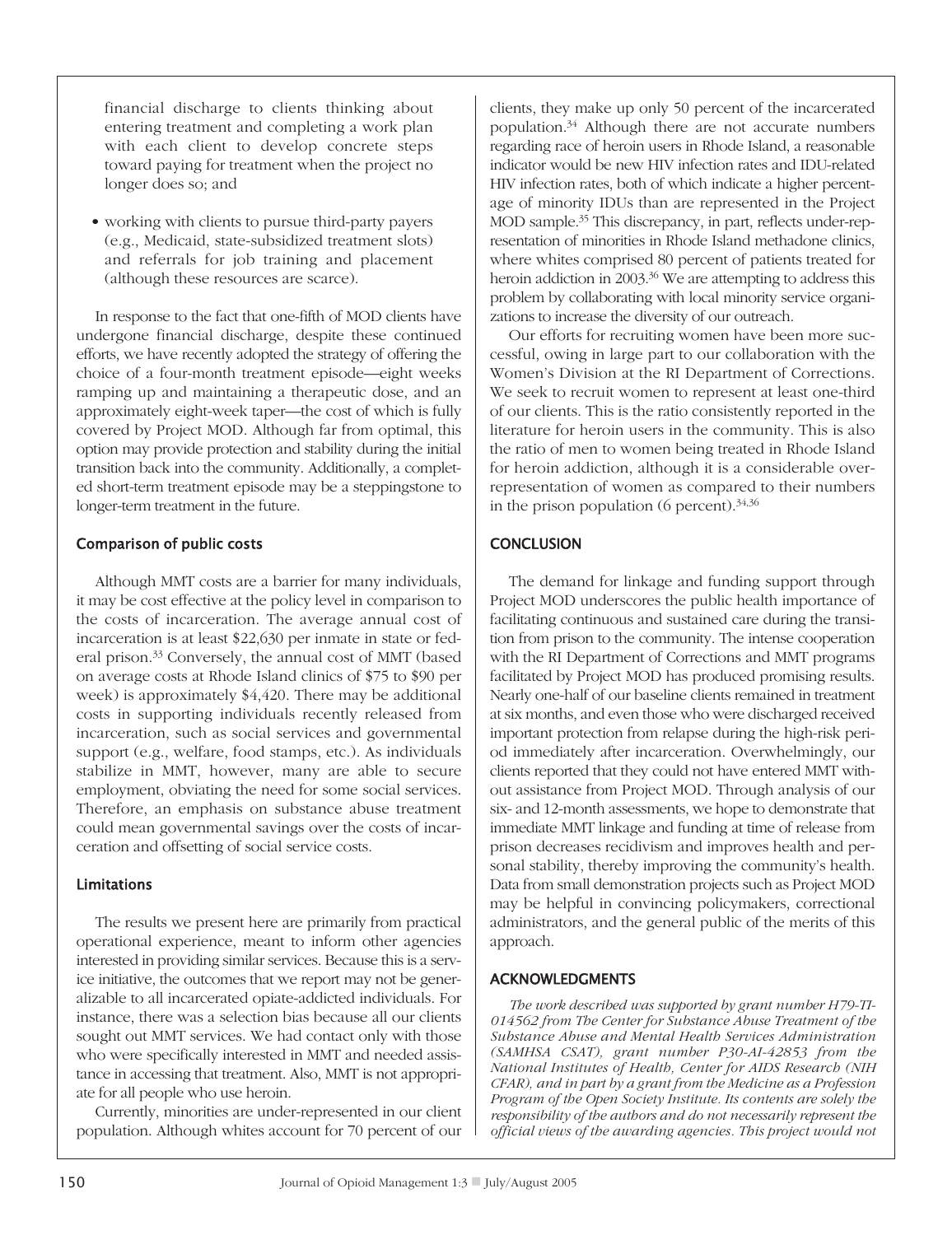financial discharge to clients thinking about entering treatment and completing a work plan with each client to develop concrete steps toward paying for treatment when the project no longer does so; and

- working with clients to pursue third-party payers (e.g., Medicaid, state-subsidized treatment slots) and referrals for job training and placement (although these resources are scarce).

In response to the fact that one-fifth of MOD clients have undergone financial discharge, despite these continued efforts, we have recently adopted the strategy of offering the choice of a four-month treatment episode—eight weeks ramping up and maintaining a therapeutic dose, and an approximately eight-week taper—the cost of which is fully covered by Project MOD. Although far from optimal, this option may provide protection and stability during the initial transition back into the community. Additionally, a completed short-term treatment episode may be a steppingstone to longer-term treatment in the future.

### Comparison of public costs

Although MMT costs are a barrier for many individuals, it may be cost effective at the policy level in comparison to the costs of incarceration. The average annual cost of incarceration is at least $22,630 per inmate in state or federal prison.[33] Conversely, the annual cost of MMT (based on average costs at Rhode Island clinics of $75 to $90 per week) is approximately $4,420. There may be additional costs in supporting individuals recently released from incarceration, such as social services and governmental support (e.g., welfare, food stamps, etc.). As individuals stabilize in MMT, however, many are able to secure employment, obviating the need for some social services. Therefore, an emphasis on substance abuse treatment could mean governmental savings over the costs of incarceration and offsetting of social service costs.

### Limitations

The results we present here are primarily from practical operational experience, meant to inform other agencies interested in providing similar services. Because this is a service initiative, the outcomes that we report may not be generalizable to all incarcerated opiate-addicted individuals. For instance, there was a selection bias because all our clients sought out MMT services. We had contact only with those who were specifically interested in MMT and needed assistance in accessing that treatment. Also, MMT is not appropriate for all people who use heroin.

Currently, minorities are under-represented in our client population. Although whites account for 70 percent of our clients, they make up only 50 percent of the incarcerated population.[34] Although there are not accurate numbers regarding race of heroin users in Rhode Island, a reasonable indicator would be new HIV infection rates and IDU-related HIV infection rates, both of which indicate a higher percentage of minority IDUs than are represented in the Project MOD sample.[35] This discrepancy, in part, reflects under-representation of minorities in Rhode Island methadone clinics, where whites comprised 80 percent of patients treated for heroin addiction in 2003.[36] We are attempting to address this problem by collaborating with local minority service organizations to increase the diversity of our outreach.

Our efforts for recruiting women have been more successful, owing in large part to our collaboration with the Women's Division at the RI Department of Corrections. We seek to recruit women to represent at least one-third of our clients. This is the ratio consistently reported in the literature for heroin users in the community. This is also the ratio of men to women being treated in Rhode Island for heroin addiction, although it is a considerable over-representation of women as compared to their numbers in the prison population (6 percent).[34,36]

## CONCLUSION

The demand for linkage and funding support through Project MOD underscores the public health importance of facilitating continuous and sustained care during the transition from prison to the community. The intense cooperation with the RI Department of Corrections and MMT programs facilitated by Project MOD has produced promising results. Nearly one-half of our baseline clients remained in treatment at six months, and even those who were discharged received important protection from relapse during the high-risk period immediately after incarceration. Overwhelmingly, our clients reported that they could not have entered MMT without assistance from Project MOD. Through analysis of our six- and 12-month assessments, we hope to demonstrate that immediate MMT linkage and funding at time of release from prison decreases recidivism and improves health and personal stability, thereby improving the community's health. Data from small demonstration projects such as Project MOD may be helpful in convincing policymakers, correctional administrators, and the general public of the merits of this approach.

## ACKNOWLEDGMENTS

*The work described was supported by grant number H79-TI-014562 from The Center for Substance Abuse Treatment of the Substance Abuse and Mental Health Services Administration (SAMHSA CSAT), grant number P30-AI-42853 from the National Institutes of Health, Center for AIDS Research (NIH CFAR), and in part by a grant from the Medicine as a Profession Program of the Open Society Institute. Its contents are solely the responsibility of the authors and do not necessarily represent the official views of the awarding agencies. This project would not*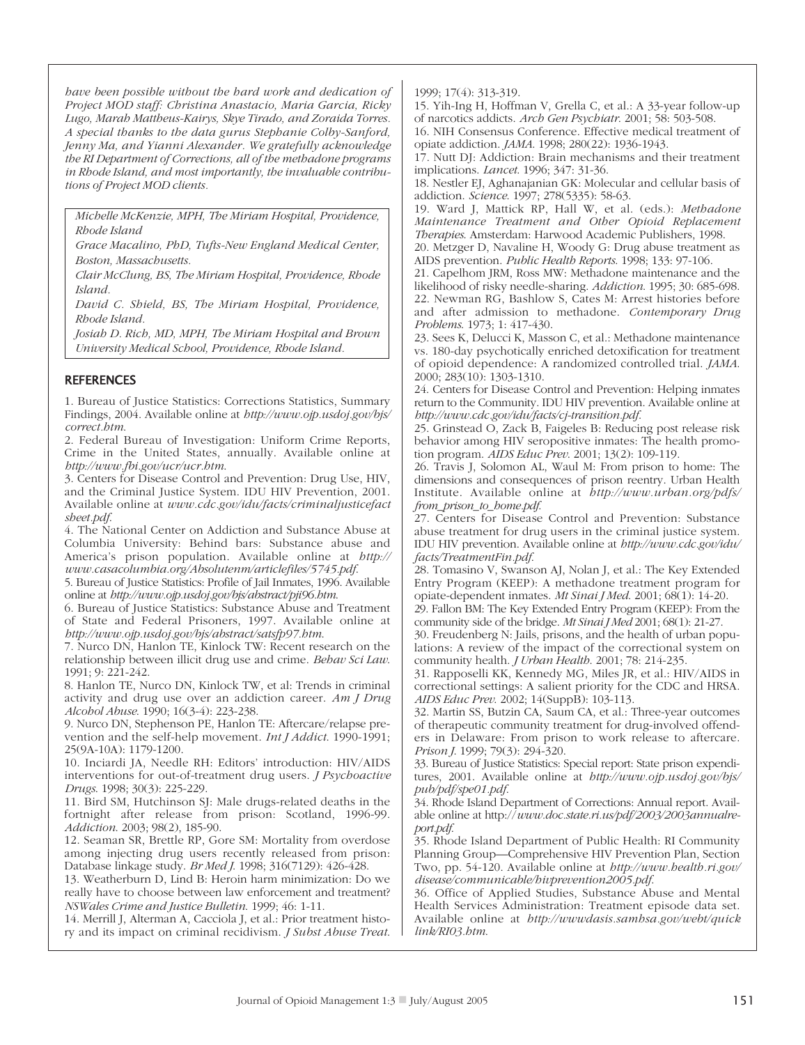*have been possible without the hard work and dedication of Project MOD staff: Christina Anastacio, Maria Garcia, Ricky Lugo, Marah Mattheus-Kairys, Skye Tirado, and Zoraida Torres. A special thanks to the data gurus Stephanie Colby-Sanford, Jenny Ma, and Yianni Alexander. We gratefully acknowledge the RI Department of Corrections, all of the methadone programs in Rhode Island, and most importantly, the invaluable contributions of Project MOD clients.*

*Michelle McKenzie, MPH, The Miriam Hospital, Providence, Rhode Island*

*Grace Macalino, PhD, Tufts-New England Medical Center, Boston, Massachusetts.*

*Clair McClung, BS, The Miriam Hospital, Providence, Rhode Island.*

*David C. Shield, BS, The Miriam Hospital, Providence, Rhode Island.*

*Josiah D. Rich, MD, MPH, The Miriam Hospital and Brown University Medical School, Providence, Rhode Island.*

## REFERENCES

1. Bureau of Justice Statistics: Corrections Statistics, Summary Findings, 2004. Available online at *http://www.ojp.usdoj.gov/bjs/correct.htm.*
2. Federal Bureau of Investigation: Uniform Crime Reports, Crime in the United States, annually. Available online at *http://www.fbi.gov/ucr/ucr.htm.*
3. Centers for Disease Control and Prevention: Drug Use, HIV, and the Criminal Justice System. IDU HIV Prevention, 2001. Available online at *www.cdc.gov/idu/facts/criminaljusticefactsheet.pdf.*
4. The National Center on Addiction and Substance Abuse at Columbia University: Behind bars: Substance abuse and America's prison population. Available online at *http://www.casacolumbia.org/Absolutenm/articlefiles/5745.pdf.*
5. Bureau of Justice Statistics: Profile of Jail Inmates, 1996. Available online at *http://www.ojp.usdoj.gov/bjs/abstract/pji96.htm.*
6. Bureau of Justice Statistics: Substance Abuse and Treatment of State and Federal Prisoners, 1997. Available online at *http://www.ojp.usdoj.gov/bjs/abstract/satsfp97.htm.*
7. Nurco DN, Hanlon TE, Kinlock TW: Recent research on the relationship between illicit drug use and crime. *Behav Sci Law.* 1991; 9: 221-242.
8. Hanlon TE, Nurco DN, Kinlock TW, et al: Trends in criminal activity and drug use over an addiction career. *Am J Drug Alcohol Abuse.* 1990; 16(3-4): 223-238.
9. Nurco DN, Stephenson PE, Hanlon TE: Aftercare/relapse prevention and the self-help movement. *Int J Addict.* 1990-1991; 25(9A-10A): 1179-1200.
10. Inciardi JA, Needle RH: Editors' introduction: HIV/AIDS interventions for out-of-treatment drug users. *J Psychoactive Drugs.* 1998; 30(3): 225-229.
11. Bird SM, Hutchinson SJ: Male drugs-related deaths in the fortnight after release from prison: Scotland, 1996-99. *Addiction.* 2003; 98(2), 185-90.
12. Seaman SR, Brettle RP, Gore SM: Mortality from overdose among injecting drug users recently released from prison: Database linkage study. *Br Med J.* 1998; 316(7129): 426-428.
13. Weatherburn D, Lind B: Heroin harm minimization: Do we really have to choose between law enforcement and treatment? *NSWales Crime and Justice Bulletin.* 1999; 46: 1-11.
14. Merrill J, Alterman A, Cacciola J, et al.: Prior treatment history and its impact on criminal recidivism. *J Subst Abuse Treat.* 1999; 17(4): 313-319.
15. Yih-Ing H, Hoffman V, Grella C, et al.: A 33-year follow-up of narcotics addicts. *Arch Gen Psychiatr.* 2001; 58: 503-508.
16. NIH Consensus Conference. Effective medical treatment of opiate addiction. *JAMA.* 1998; 280(22): 1936-1943.
17. Nutt DJ: Addiction: Brain mechanisms and their treatment implications. *Lancet.* 1996; 347: 31-36.
18. Nestler EJ, Aghanajanian GK: Molecular and cellular basis of addiction. *Science.* 1997; 278(5335): 58-63.
19. Ward J, Mattick RP, Hall W, et al. (eds.): *Methadone Maintenance Treatment and Other Opioid Replacement Therapies.* Amsterdam: Harwood Academic Publishers, 1998.
20. Metzger D, Navaline H, Woody G: Drug abuse treatment as AIDS prevention. *Public Health Reports.* 1998; 133: 97-106.
21. Capelhom JRM, Ross MW: Methadone maintenance and the likelihood of risky needle-sharing. *Addiction.* 1995; 30: 685-698.
22. Newman RG, Bashlow S, Cates M: Arrest histories before and after admission to methadone. *Contemporary Drug Problems.* 1973; 1: 417-430.
23. Sees K, Delucci K, Masson C, et al.: Methadone maintenance vs. 180-day psychotically enriched detoxification for treatment of opioid dependence: A randomized controlled trial. *JAMA.* 2000; 283(10): 1303-1310.
24. Centers for Disease Control and Prevention: Helping inmates return to the Community. IDU HIV prevention. Available online at *http://www.cdc.gov/idu/facts/cj-transition.pdf.*
25. Grinstead O, Zack B, Faigeles B: Reducing post release risk behavior among HIV seropositive inmates: The health promotion program. *AIDS Educ Prev.* 2001; 13(2): 109-119.
26. Travis J, Solomon AL, Waul M: From prison to home: The dimensions and consequences of prison reentry. Urban Health Institute. Available online at *http://www.urban.org/pdfs/from_prison_to_home.pdf.*
27. Centers for Disease Control and Prevention: Substance abuse treatment for drug users in the criminal justice system. IDU HIV prevention. Available online at *http://www.cdc.gov/idu/facts/TreatmentFin.pdf.*
28. Tomasino V, Swanson AJ, Nolan J, et al.: The Key Extended Entry Program (KEEP): A methadone treatment program for opiate-dependent inmates. *Mt Sinai J Med.* 2001; 68(1): 14-20.
29. Fallon BM: The Key Extended Entry Program (KEEP): From the community side of the bridge. *Mt Sinai J Med* 2001; 68(1): 21-27.
30. Freudenberg N: Jails, prisons, and the health of urban populations: A review of the impact of the correctional system on community health. *J Urban Health.* 2001; 78: 214-235.
31. Rapposelli KK, Kennedy MG, Miles JR, et al.: HIV/AIDS in correctional settings: A salient priority for the CDC and HRSA. *AIDS Educ Prev.* 2002; 14(SuppB): 103-113.
32. Martin SS, Butzin CA, Saum CA, et al.: Three-year outcomes of therapeutic community treatment for drug-involved offenders in Delaware: From prison to work release to aftercare. *Prison J.* 1999; 79(3): 294-320.
33. Bureau of Justice Statistics: Special report: State prison expenditures, 2001. Available online at *http://www.ojp.usdoj.gov/bjs/pub/pdf/spe01.pdf.*
34. Rhode Island Department of Corrections: Annual report. Available online at http://*www.doc.state.ri.us/pdf/2003/2003annualreport.pdf.*
35. Rhode Island Department of Public Health: RI Community Planning Group—Comprehensive HIV Prevention Plan, Section Two, pp. 54-120. Available online at *http://www.health.ri.gov/disease/communicable/hivprevention2005.pdf.*
36. Office of Applied Studies, Substance Abuse and Mental Health Services Administration: Treatment episode data set. Available online at *http://wwwdasis.samhsa.gov/webt/quicklink/RI03.htm.*